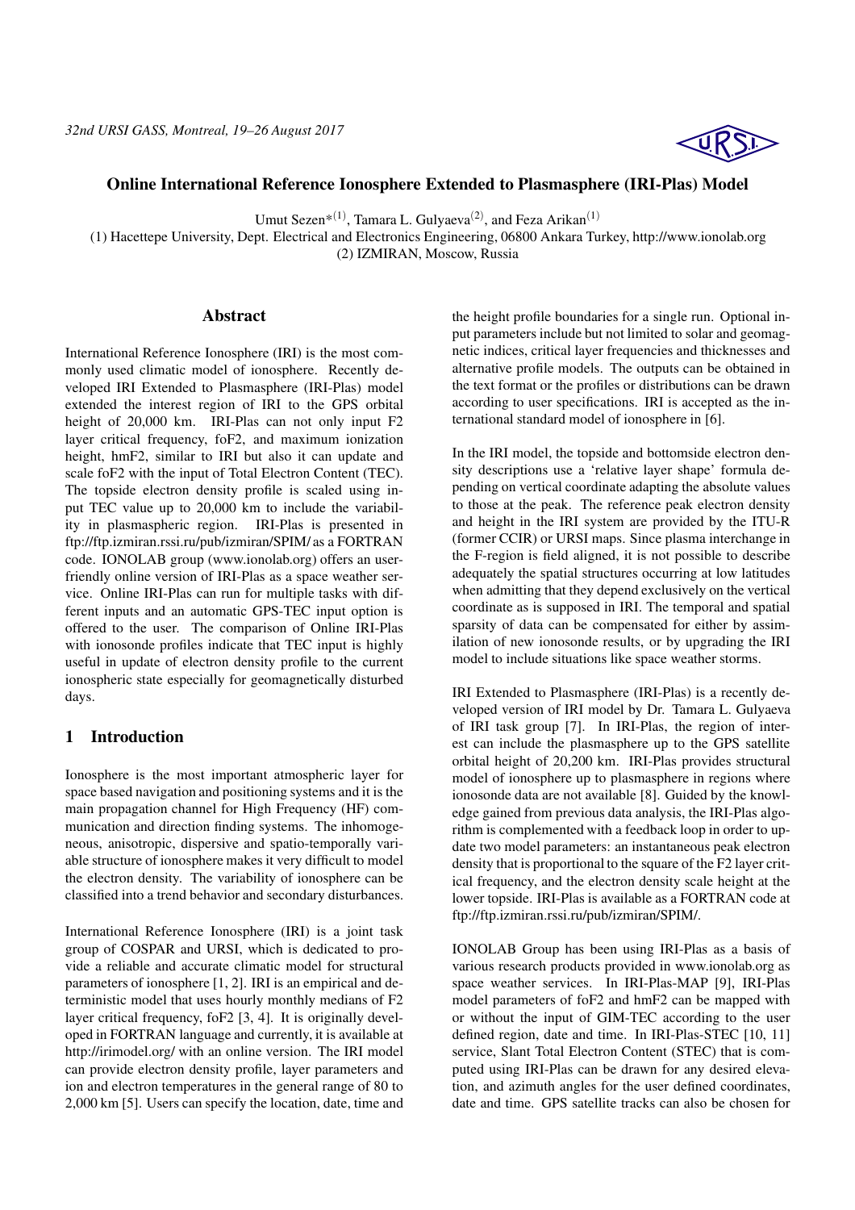# Online International Reference Ionosphere Extended to Plasmasphere (IRI-Plas) Model

Umut Sezen*[(1)], Tamara L. Gulyaeva[(2)], and Feza Arikan[(1)]

(1) Hacettepe University, Dept. Electrical and Electronics Engineering, 06800 Ankara Turkey, http://www.ionolab.org
(2) IZMIRAN, Moscow, Russia

## Abstract

International Reference Ionosphere (IRI) is the most commonly used climatic model of ionosphere. Recently developed IRI Extended to Plasmasphere (IRI-Plas) model extended the interest region of IRI to the GPS orbital height of 20,000 km. IRI-Plas can not only input F2 layer critical frequency, foF2, and maximum ionization height, hmF2, similar to IRI but also it can update and scale foF2 with the input of Total Electron Content (TEC). The topside electron density profile is scaled using input TEC value up to 20,000 km to include the variability in plasmaspheric region. IRI-Plas is presented in ftp://ftp.izmiran.rssi.ru/pub/izmiran/SPIM/ as a FORTRAN code. IONOLAB group (www.ionolab.org) offers an user-friendly online version of IRI-Plas as a space weather service. Online IRI-Plas can run for multiple tasks with different inputs and an automatic GPS-TEC input option is offered to the user. The comparison of Online IRI-Plas with ionosonde profiles indicate that TEC input is highly useful in update of electron density profile to the current ionospheric state especially for geomagnetically disturbed days.

## 1 Introduction

Ionosphere is the most important atmospheric layer for space based navigation and positioning systems and it is the main propagation channel for High Frequency (HF) communication and direction finding systems. The inhomogeneous, anisotropic, dispersive and spatio-temporally variable structure of ionosphere makes it very difficult to model the electron density. The variability of ionosphere can be classified into a trend behavior and secondary disturbances.

International Reference Ionosphere (IRI) is a joint task group of COSPAR and URSI, which is dedicated to provide a reliable and accurate climatic model for structural parameters of ionosphere [1, 2]. IRI is an empirical and deterministic model that uses hourly monthly medians of F2 layer critical frequency, foF2 [3, 4]. It is originally developed in FORTRAN language and currently, it is available at http://irimodel.org/ with an online version. The IRI model can provide electron density profile, layer parameters and ion and electron temperatures in the general range of 80 to 2,000 km [5]. Users can specify the location, date, time and the height profile boundaries for a single run. Optional input parameters include but not limited to solar and geomagnetic indices, critical layer frequencies and thicknesses and alternative profile models. The outputs can be obtained in the text format or the profiles or distributions can be drawn according to user specifications. IRI is accepted as the international standard model of ionosphere in [6].

In the IRI model, the topside and bottomside electron density descriptions use a 'relative layer shape' formula depending on vertical coordinate adapting the absolute values to those at the peak. The reference peak electron density and height in the IRI system are provided by the ITU-R (former CCIR) or URSI maps. Since plasma interchange in the F-region is field aligned, it is not possible to describe adequately the spatial structures occurring at low latitudes when admitting that they depend exclusively on the vertical coordinate as is supposed in IRI. The temporal and spatial sparsity of data can be compensated for either by assimilation of new ionosonde results, or by upgrading the IRI model to include situations like space weather storms.

IRI Extended to Plasmasphere (IRI-Plas) is a recently developed version of IRI model by Dr. Tamara L. Gulyaeva of IRI task group [7]. In IRI-Plas, the region of interest can include the plasmasphere up to the GPS satellite orbital height of 20,200 km. IRI-Plas provides structural model of ionosphere up to plasmasphere in regions where ionosonde data are not available [8]. Guided by the knowledge gained from previous data analysis, the IRI-Plas algorithm is complemented with a feedback loop in order to update two model parameters: an instantaneous peak electron density that is proportional to the square of the F2 layer critical frequency, and the electron density scale height at the lower topside. IRI-Plas is available as a FORTRAN code at ftp://ftp.izmiran.rssi.ru/pub/izmiran/SPIM/.

IONOLAB Group has been using IRI-Plas as a basis of various research products provided in www.ionolab.org as space weather services. In IRI-Plas-MAP [9], IRI-Plas model parameters of foF2 and hmF2 can be mapped with or without the input of GIM-TEC according to the user defined region, date and time. In IRI-Plas-STEC [10, 11] service, Slant Total Electron Content (STEC) that is computed using IRI-Plas can be drawn for any desired elevation, and azimuth angles for the user defined coordinates, date and time. GPS satellite tracks can also be chosen for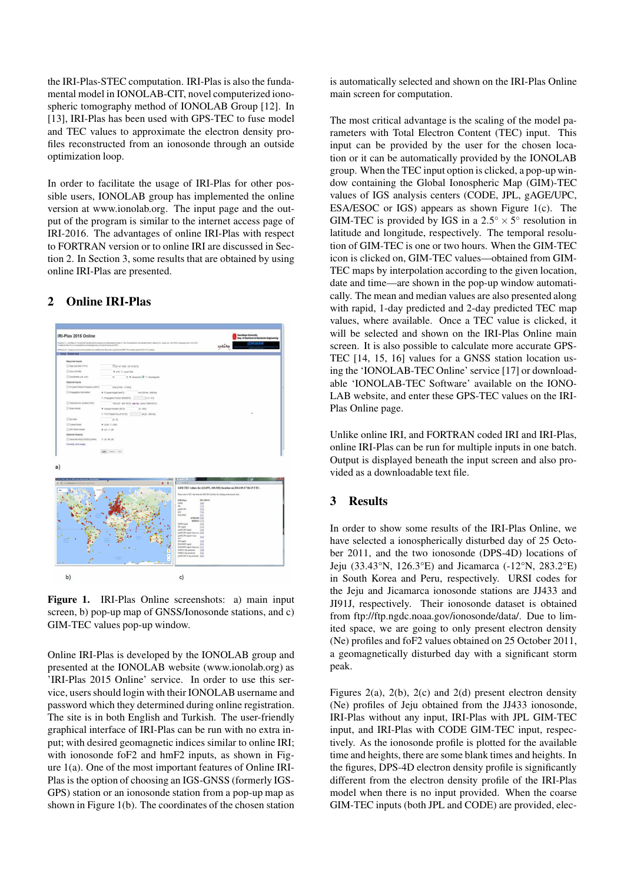the IRI-Plas-STEC computation. IRI-Plas is also the fundamental model in IONOLAB-CIT, novel computerized ionospheric tomography method of IONOLAB Group [12]. In [13], IRI-Plas has been used with GPS-TEC to fuse model and TEC values to approximate the electron density profiles reconstructed from an ionosonde through an outside optimization loop.

In order to facilitate the usage of IRI-Plas for other possible users, IONOLAB group has implemented the online version at www.ionolab.org. The input page and the output of the program is similar to the internet access page of IRI-2016. The advantages of online IRI-Plas with respect to FORTRAN version or to online IRI are discussed in Section 2. In Section 3, some results that are obtained by using online IRI-Plas are presented.

## 2 Online IRI-Plas

**Figure 1.** IRI-Plas Online screenshots: a) main input screen, b) pop-up map of GNSS/Ionosonde stations, and c) GIM-TEC values pop-up window.

Online IRI-Plas is developed by the IONOLAB group and presented at the IONOLAB website (www.ionolab.org) as 'IRI-Plas 2015 Online' service. In order to use this service, users should login with their IONOLAB username and password which they determined during online registration. The site is in both English and Turkish. The user-friendly graphical interface of IRI-Plas can be run with no extra input; with desired geomagnetic indices similar to online IRI; with ionosonde foF2 and hmF2 inputs, as shown in Figure 1(a). One of the most important features of Online IRI-Plas is the option of choosing an IGS-GNSS (formerly IGS-GPS) station or an ionosonde station from a pop-up map as shown in Figure 1(b). The coordinates of the chosen station is automatically selected and shown on the IRI-Plas Online main screen for computation.

The most critical advantage is the scaling of the model parameters with Total Electron Content (TEC) input. This input can be provided by the user for the chosen location or it can be automatically provided by the IONOLAB group. When the TEC input option is clicked, a pop-up window containing the Global Ionospheric Map (GIM)-TEC values of IGS analysis centers (CODE, JPL, gAGE/UPC, ESA/ESOC or IGS) appears as shown Figure 1(c). The GIM-TEC is provided by IGS in a $2.5^\circ \times 5^\circ$ resolution in latitude and longitude, respectively. The temporal resolution of GIM-TEC is one or two hours. When the GIM-TEC icon is clicked on, GIM-TEC values—obtained from GIM-TEC maps by interpolation according to the given location, date and time—are shown in the pop-up window automatically. The mean and median values are also presented along with rapid, 1-day predicted and 2-day predicted TEC map values, where available. Once a TEC value is clicked, it will be selected and shown on the IRI-Plas Online main screen. It is also possible to calculate more accurate GPS-TEC [14, 15, 16] values for a GNSS station location using the 'IONOLAB-TEC Online' service [17] or downloadable 'IONOLAB-TEC Software' available on the IONOLAB website, and enter these GPS-TEC values on the IRI-Plas Online page.

Unlike online IRI, and FORTRAN coded IRI and IRI-Plas, online IRI-Plas can be run for multiple inputs in one batch. Output is displayed beneath the input screen and also provided as a downloadable text file.

## 3 Results

In order to show some results of the IRI-Plas Online, we have selected a ionospherically disturbed day of 25 October 2011, and the two ionosonde (DPS-4D) locations of Jeju (33.43°N, 126.3°E) and Jicamarca (-12°N, 283.2°E) in South Korea and Peru, respectively. URSI codes for the Jeju and Jicamarca ionosonde stations are JJ433 and JI91J, respectively. Their ionosonde dataset is obtained from ftp://ftp.ngdc.noaa.gov/ionosonde/data/. Due to limited space, we are going to only present electron density (Ne) profiles and foF2 values obtained on 25 October 2011, a geomagnetically disturbed day with a significant storm peak.

Figures 2(a), 2(b), 2(c) and 2(d) present electron density (Ne) profiles of Jeju obtained from the JJ433 ionosonde, IRI-Plas without any input, IRI-Plas with JPL GIM-TEC input, and IRI-Plas with CODE GIM-TEC input, respectively. As the ionosonde profile is plotted for the available time and heights, there are some blank times and heights. In the figures, DPS-4D electron density profile is significantly different from the electron density profile of the IRI-Plas model when there is no input provided. When the coarse GIM-TEC inputs (both JPL and CODE) are provided, elec-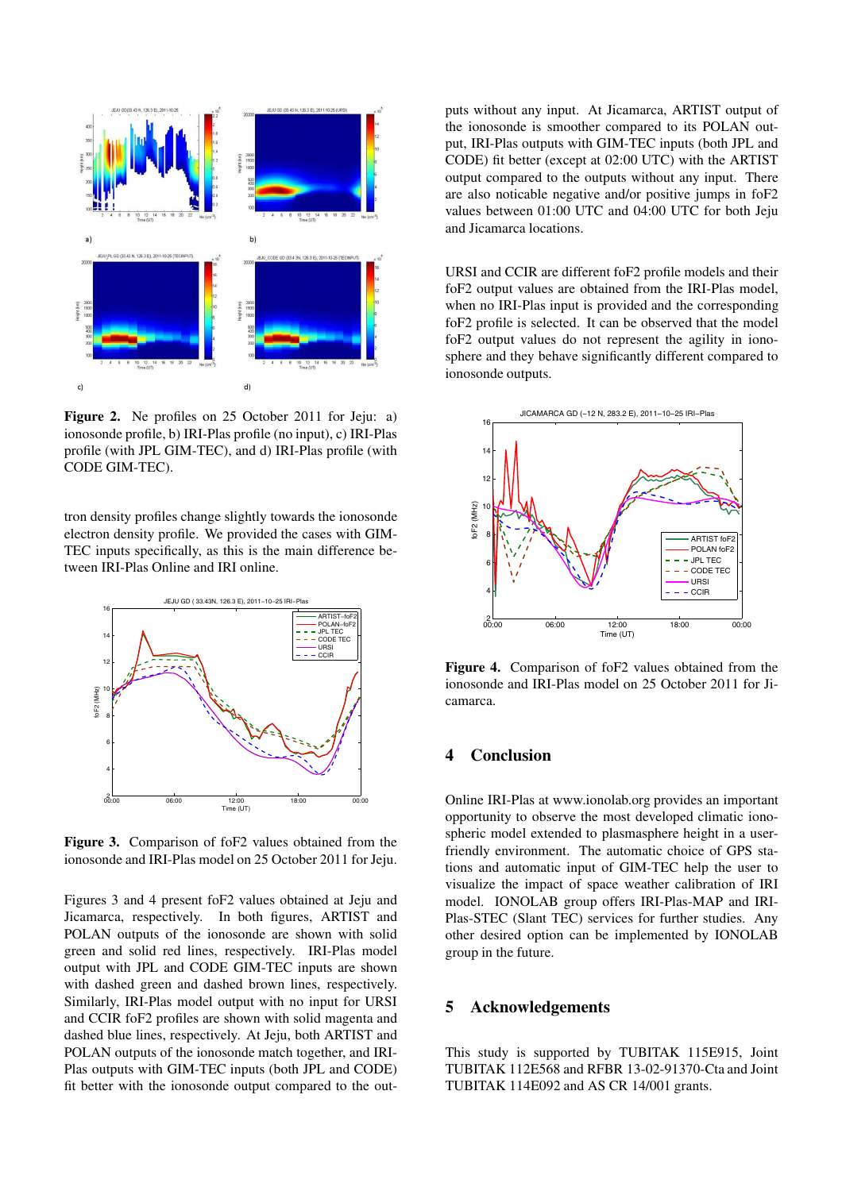**Figure 2.** Ne profiles on 25 October 2011 for Jeju: a) ionosonde profile, b) IRI-Plas profile (no input), c) IRI-Plas profile (with JPL GIM-TEC), and d) IRI-Plas profile (with CODE GIM-TEC).

tron density profiles change slightly towards the ionosonde electron density profile. We provided the cases with GIM-TEC inputs specifically, as this is the main difference between IRI-Plas Online and IRI online.

**Figure 3.** Comparison of foF2 values obtained from the ionosonde and IRI-Plas model on 25 October 2011 for Jeju.

Figures 3 and 4 present foF2 values obtained at Jeju and Jicamarca, respectively. In both figures, ARTIST and POLAN outputs of the ionosonde are shown with solid green and solid red lines, respectively. IRI-Plas model output with JPL and CODE GIM-TEC inputs are shown with dashed green and dashed brown lines, respectively. Similarly, IRI-Plas model output with no input for URSI and CCIR foF2 profiles are shown with solid magenta and dashed blue lines, respectively. At Jeju, both ARTIST and POLAN outputs of the ionosonde match together, and IRI-Plas outputs with GIM-TEC inputs (both JPL and CODE) fit better with the ionosonde output compared to the outputs without any input. At Jicamarca, ARTIST output of the ionosonde is smoother compared to its POLAN output, IRI-Plas outputs with GIM-TEC inputs (both JPL and CODE) fit better (except at 02:00 UTC) with the ARTIST output compared to the outputs without any input. There are also noticable negative and/or positive jumps in foF2 values between 01:00 UTC and 04:00 UTC for both Jeju and Jicamarca locations.

URSI and CCIR are different foF2 profile models and their foF2 output values are obtained from the IRI-Plas model, when no IRI-Plas input is provided and the corresponding foF2 profile is selected. It can be observed that the model foF2 output values do not represent the agility in ionosphere and they behave significantly different compared to ionosonde outputs.

**Figure 4.** Comparison of foF2 values obtained from the ionosonde and IRI-Plas model on 25 October 2011 for Jicamarca.

## 4 Conclusion

Online IRI-Plas at www.ionolab.org provides an important opportunity to observe the most developed climatic ionospheric model extended to plasmasphere height in a user-friendly environment. The automatic choice of GPS stations and automatic input of GIM-TEC help the user to visualize the impact of space weather calibration of IRI model. IONOLAB group offers IRI-Plas-MAP and IRI-Plas-STEC (Slant TEC) services for further studies. Any other desired option can be implemented by IONOLAB group in the future.

## 5 Acknowledgements

This study is supported by TUBITAK 115E915, Joint TUBITAK 112E568 and RFBR 13-02-91370-Cta and Joint TUBITAK 114E092 and AS CR 14/001 grants.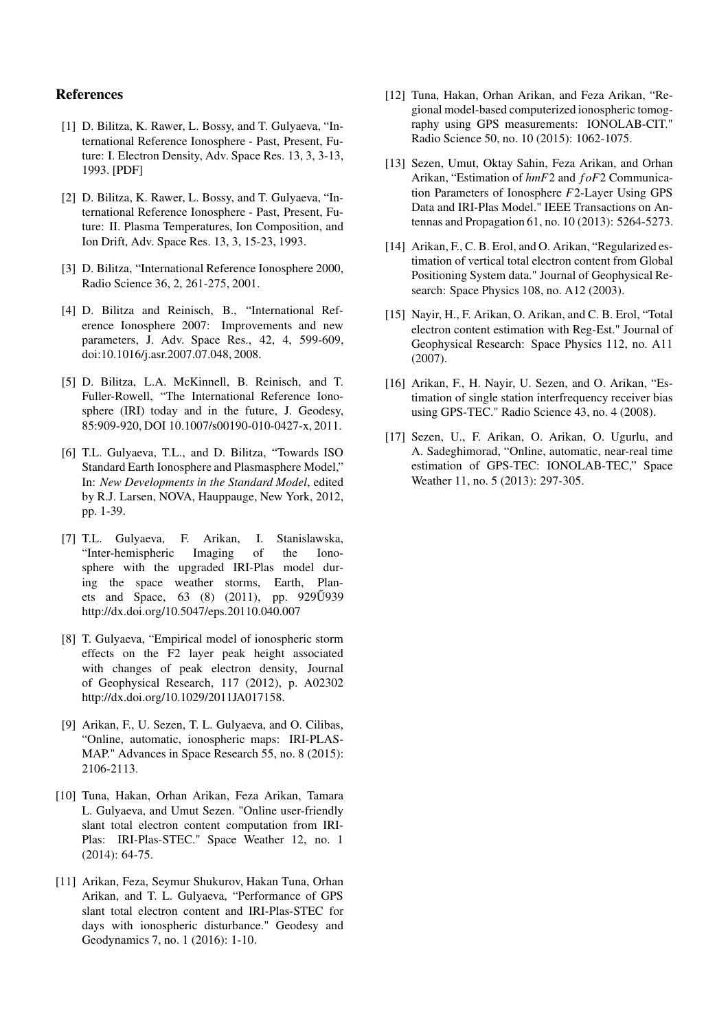## References

[1] D. Bilitza, K. Rawer, L. Bossy, and T. Gulyaeva, "International Reference Ionosphere - Past, Present, Future: I. Electron Density, Adv. Space Res. 13, 3, 3-13, 1993. [PDF]

[2] D. Bilitza, K. Rawer, L. Bossy, and T. Gulyaeva, "International Reference Ionosphere - Past, Present, Future: II. Plasma Temperatures, Ion Composition, and Ion Drift, Adv. Space Res. 13, 3, 15-23, 1993.

[3] D. Bilitza, "International Reference Ionosphere 2000, Radio Science 36, 2, 261-275, 2001.

[4] D. Bilitza and Reinisch, B., "International Reference Ionosphere 2007: Improvements and new parameters, J. Adv. Space Res., 42, 4, 599-609, doi:10.1016/j.asr.2007.07.048, 2008.

[5] D. Bilitza, L.A. McKinnell, B. Reinisch, and T. Fuller-Rowell, "The International Reference Ionosphere (IRI) today and in the future, J. Geodesy, 85:909-920, DOI 10.1007/s00190-010-0427-x, 2011.

[6] T.L. Gulyaeva, T.L., and D. Bilitza, "Towards ISO Standard Earth Ionosphere and Plasmasphere Model," In: *New Developments in the Standard Model*, edited by R.J. Larsen, NOVA, Hauppauge, New York, 2012, pp. 1-39.

[7] T.L. Gulyaeva, F. Arikan, I. Stanislawska, "Inter-hemispheric Imaging of the Ionosphere with the upgraded IRI-Plas model during the space weather storms, Earth, Planets and Space, 63 (8) (2011), pp. 929Ű939 http://dx.doi.org/10.5047/eps.20110.040.007

[8] T. Gulyaeva, "Empirical model of ionospheric storm effects on the F2 layer peak height associated with changes of peak electron density, Journal of Geophysical Research, 117 (2012), p. A02302 http://dx.doi.org/10.1029/2011JA017158.

[9] Arikan, F., U. Sezen, T. L. Gulyaeva, and O. Cilibas, "Online, automatic, ionospheric maps: IRI-PLAS-MAP." Advances in Space Research 55, no. 8 (2015): 2106-2113.

[10] Tuna, Hakan, Orhan Arikan, Feza Arikan, Tamara L. Gulyaeva, and Umut Sezen. "Online user-friendly slant total electron content computation from IRI-Plas: IRI-Plas-STEC." Space Weather 12, no. 1 (2014): 64-75.

[11] Arikan, Feza, Seymur Shukurov, Hakan Tuna, Orhan Arikan, and T. L. Gulyaeva, "Performance of GPS slant total electron content and IRI-Plas-STEC for days with ionospheric disturbance." Geodesy and Geodynamics 7, no. 1 (2016): 1-10.

[12] Tuna, Hakan, Orhan Arikan, and Feza Arikan, "Regional model-based computerized ionospheric tomography using GPS measurements: IONOLAB-CIT." Radio Science 50, no. 10 (2015): 1062-1075.

[13] Sezen, Umut, Oktay Sahin, Feza Arikan, and Orhan Arikan, "Estimation of $hmF2$ and $foF2$ Communication Parameters of Ionosphere $F2$-Layer Using GPS Data and IRI-Plas Model." IEEE Transactions on Antennas and Propagation 61, no. 10 (2013): 5264-5273.

[14] Arikan, F., C. B. Erol, and O. Arikan, "Regularized estimation of vertical total electron content from Global Positioning System data." Journal of Geophysical Research: Space Physics 108, no. A12 (2003).

[15] Nayir, H., F. Arikan, O. Arikan, and C. B. Erol, "Total electron content estimation with Reg-Est." Journal of Geophysical Research: Space Physics 112, no. A11 (2007).

[16] Arikan, F., H. Nayir, U. Sezen, and O. Arikan, "Estimation of single station interfrequency receiver bias using GPS-TEC." Radio Science 43, no. 4 (2008).

[17] Sezen, U., F. Arikan, O. Arikan, O. Ugurlu, and A. Sadeghimorad, "Online, automatic, near-real time estimation of GPS-TEC: IONOLAB-TEC," Space Weather 11, no. 5 (2013): 297-305.